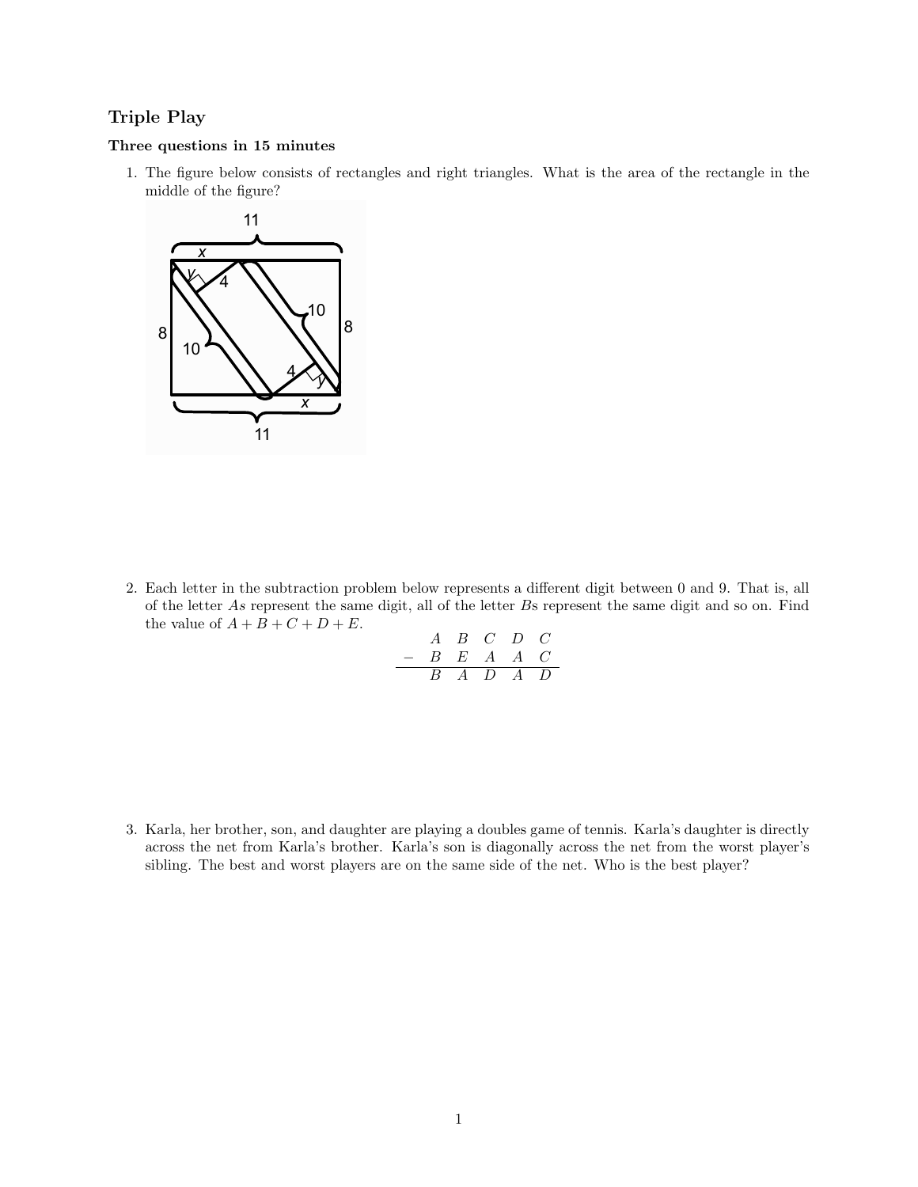## Triple Play

**Three questions in 15 minutes**

1. The figure below consists of rectangles and right triangles. What is the area of the rectangle in the middle of the figure?

2. Each letter in the subtraction problem below represents a different digit between 0 and 9. That is, all of the letter *A*s represent the same digit, all of the letter *B*s represent the same digit and so on. Find the value of $A + B + C + D + E$.

$$\begin{array}{rccccc} & A & B & C & D & C \\ - & B & E & A & A & C \\ \hline & B & A & D & A & D \end{array}$$

3. Karla, her brother, son, and daughter are playing a doubles game of tennis. Karla's daughter is directly across the net from Karla's brother. Karla's son is diagonally across the net from the worst player's sibling. The best and worst players are on the same side of the net. Who is the best player?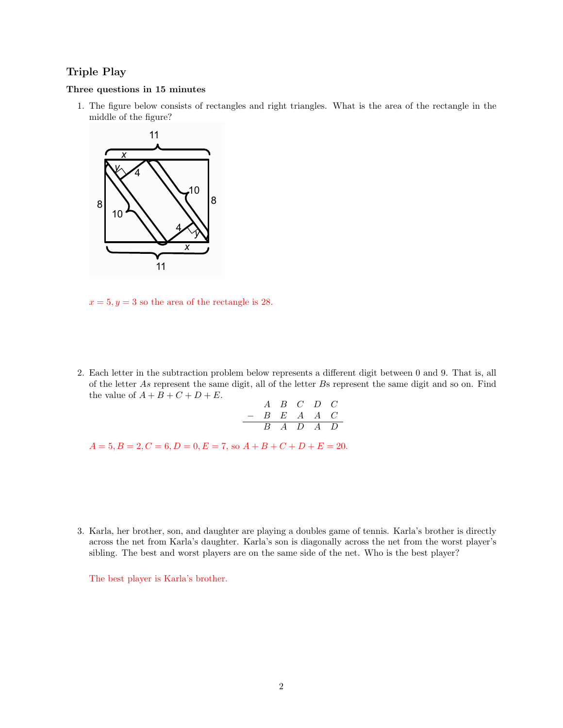## Triple Play

**Three questions in 15 minutes**

1. The figure below consists of rectangles and right triangles. What is the area of the rectangle in the middle of the figure?

11

x

y

4

10

8

8

10

4

y

x

11

$x = 5, y = 3$ so the area of the rectangle is 28.

2. Each letter in the subtraction problem below represents a different digit between 0 and 9. That is, all of the letter $A$s represent the same digit, all of the letter $B$s represent the same digit and so on. Find the value of $A + B + C + D + E$.

$$\begin{array}{rccccc} & A & B & C & D & C \\ - & B & E & A & A & C \\ \hline & B & A & D & A & D \end{array}$$

$A = 5, B = 2, C = 6, D = 0, E = 7$, so $A + B + C + D + E = 20$.

3. Karla, her brother, son, and daughter are playing a doubles game of tennis. Karla's brother is directly across the net from Karla's daughter. Karla's son is diagonally across the net from the worst player's sibling. The best and worst players are on the same side of the net. Who is the best player?

The best player is Karla's brother.